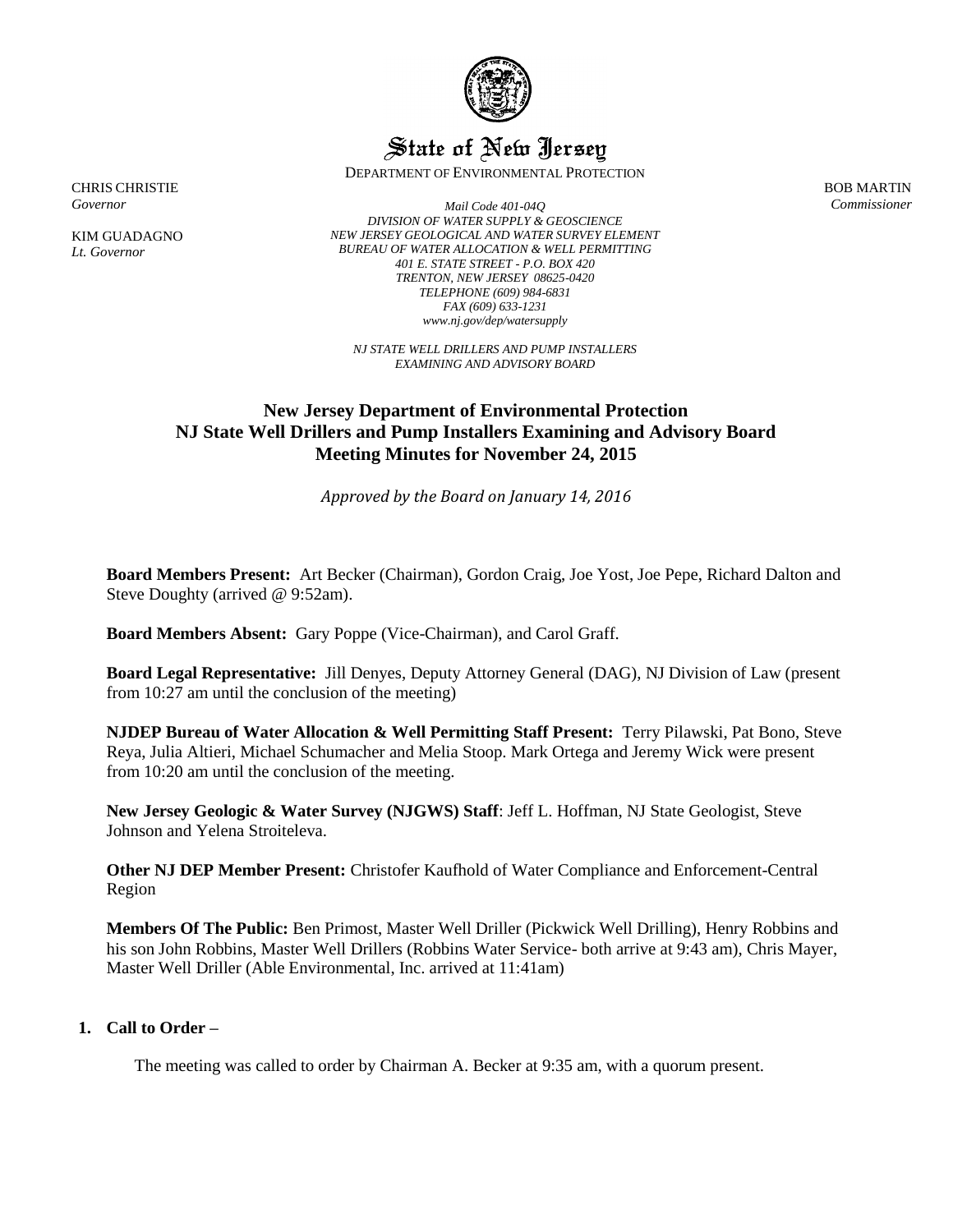# State of New Jersey

DEPARTMENT OF ENVIRONMENTAL PROTECTION

CHRIS CHRISTIE
*Governor*

KIM GUADAGNO
*Lt. Governor*

BOB MARTIN
*Commissioner*

*Mail Code 401-04Q*
*DIVISION OF WATER SUPPLY & GEOSCIENCE*
*NEW JERSEY GEOLOGICAL AND WATER SURVEY ELEMENT*
*BUREAU OF WATER ALLOCATION & WELL PERMITTING*
*401 E. STATE STREET - P.O. BOX 420*
*TRENTON, NEW JERSEY 08625-0420*
*TELEPHONE (609) 984-6831*
*FAX (609) 633-1231*
*www.nj.gov/dep/watersupply*

*NJ STATE WELL DRILLERS AND PUMP INSTALLERS EXAMINING AND ADVISORY BOARD*

## New Jersey Department of Environmental Protection NJ State Well Drillers and Pump Installers Examining and Advisory Board Meeting Minutes for November 24, 2015

*Approved by the Board on January 14, 2016*

**Board Members Present:** Art Becker (Chairman), Gordon Craig, Joe Yost, Joe Pepe, Richard Dalton and Steve Doughty (arrived @ 9:52am).

**Board Members Absent:** Gary Poppe (Vice-Chairman), and Carol Graff.

**Board Legal Representative:** Jill Denyes, Deputy Attorney General (DAG), NJ Division of Law (present from 10:27 am until the conclusion of the meeting)

**NJDEP Bureau of Water Allocation & Well Permitting Staff Present:** Terry Pilawski, Pat Bono, Steve Reya, Julia Altieri, Michael Schumacher and Melia Stoop. Mark Ortega and Jeremy Wick were present from 10:20 am until the conclusion of the meeting.

**New Jersey Geologic & Water Survey (NJGWS) Staff**: Jeff L. Hoffman, NJ State Geologist, Steve Johnson and Yelena Stroiteleva.

**Other NJ DEP Member Present:** Christofer Kaufhold of Water Compliance and Enforcement-Central Region

**Members Of The Public:** Ben Primost, Master Well Driller (Pickwick Well Drilling), Henry Robbins and his son John Robbins, Master Well Drillers (Robbins Water Service- both arrive at 9:43 am), Chris Mayer, Master Well Driller (Able Environmental, Inc. arrived at 11:41am)

1. **Call to Order –**

   The meeting was called to order by Chairman A. Becker at 9:35 am, with a quorum present.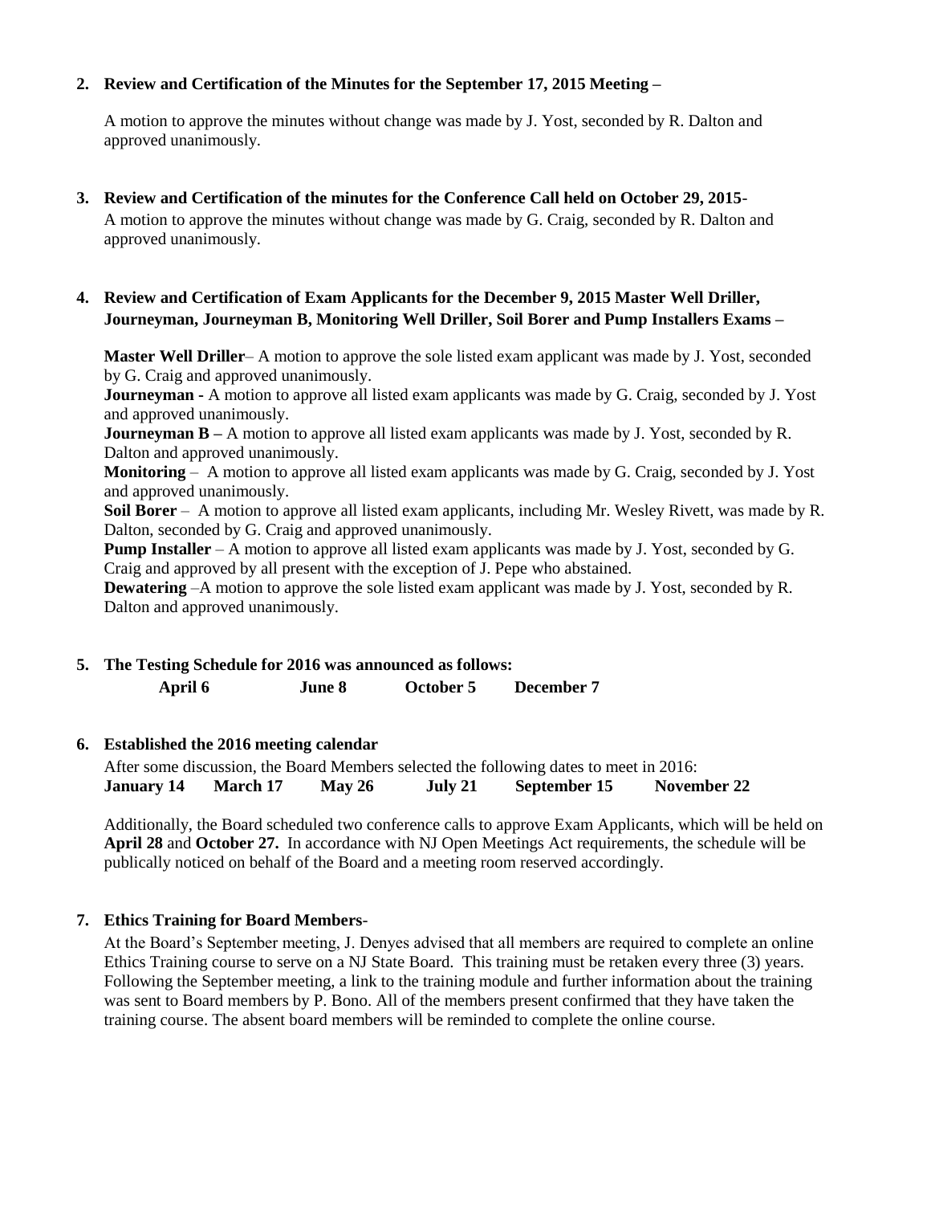**2. Review and Certification of the Minutes for the September 17, 2015 Meeting –**

A motion to approve the minutes without change was made by J. Yost, seconded by R. Dalton and approved unanimously.

**3. Review and Certification of the minutes for the Conference Call held on October 29, 2015-**

A motion to approve the minutes without change was made by G. Craig, seconded by R. Dalton and approved unanimously.

**4. Review and Certification of Exam Applicants for the December 9, 2015 Master Well Driller, Journeyman, Journeyman B, Monitoring Well Driller, Soil Borer and Pump Installers Exams –**

**Master Well Driller**– A motion to approve the sole listed exam applicant was made by J. Yost, seconded by G. Craig and approved unanimously.
**Journeyman -** A motion to approve all listed exam applicants was made by G. Craig, seconded by J. Yost and approved unanimously.
**Journeyman B –** A motion to approve all listed exam applicants was made by J. Yost, seconded by R. Dalton and approved unanimously.
**Monitoring** – A motion to approve all listed exam applicants was made by G. Craig, seconded by J. Yost and approved unanimously.
**Soil Borer** – A motion to approve all listed exam applicants, including Mr. Wesley Rivett, was made by R. Dalton, seconded by G. Craig and approved unanimously.
**Pump Installer** – A motion to approve all listed exam applicants was made by J. Yost, seconded by G. Craig and approved by all present with the exception of J. Pepe who abstained.
**Dewatering** –A motion to approve the sole listed exam applicant was made by J. Yost, seconded by R. Dalton and approved unanimously.

**5. The Testing Schedule for 2016 was announced as follows:**

**April 6 June 8 October 5 December 7**

**6. Established the 2016 meeting calendar**

After some discussion, the Board Members selected the following dates to meet in 2016:
**January 14 March 17 May 26 July 21 September 15 November 22**

Additionally, the Board scheduled two conference calls to approve Exam Applicants, which will be held on **April 28** and **October 27.** In accordance with NJ Open Meetings Act requirements, the schedule will be publically noticed on behalf of the Board and a meeting room reserved accordingly.

**7. Ethics Training for Board Members-**

At the Board's September meeting, J. Denyes advised that all members are required to complete an online Ethics Training course to serve on a NJ State Board. This training must be retaken every three (3) years. Following the September meeting, a link to the training module and further information about the training was sent to Board members by P. Bono. All of the members present confirmed that they have taken the training course. The absent board members will be reminded to complete the online course.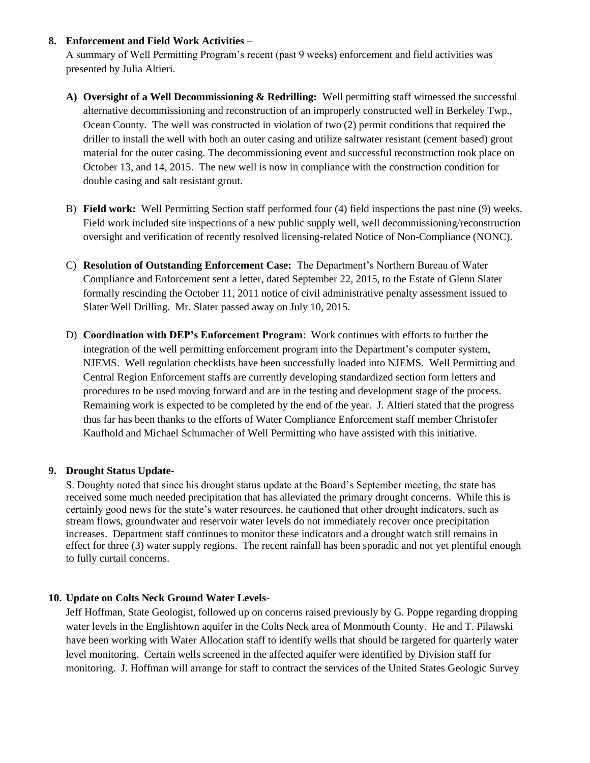**8. Enforcement and Field Work Activities –**

A summary of Well Permitting Program's recent (past 9 weeks) enforcement and field activities was presented by Julia Altieri.

**A) Oversight of a Well Decommissioning & Redrilling:** Well permitting staff witnessed the successful alternative decommissioning and reconstruction of an improperly constructed well in Berkeley Twp., Ocean County. The well was constructed in violation of two (2) permit conditions that required the driller to install the well with both an outer casing and utilize saltwater resistant (cement based) grout material for the outer casing. The decommissioning event and successful reconstruction took place on October 13, and 14, 2015. The new well is now in compliance with the construction condition for double casing and salt resistant grout.

B) **Field work:** Well Permitting Section staff performed four (4) field inspections the past nine (9) weeks. Field work included site inspections of a new public supply well, well decommissioning/reconstruction oversight and verification of recently resolved licensing-related Notice of Non-Compliance (NONC).

C) **Resolution of Outstanding Enforcement Case:** The Department's Northern Bureau of Water Compliance and Enforcement sent a letter, dated September 22, 2015, to the Estate of Glenn Slater formally rescinding the October 11, 2011 notice of civil administrative penalty assessment issued to Slater Well Drilling. Mr. Slater passed away on July 10, 2015.

D) **Coordination with DEP's Enforcement Program**: Work continues with efforts to further the integration of the well permitting enforcement program into the Department's computer system, NJEMS. Well regulation checklists have been successfully loaded into NJEMS. Well Permitting and Central Region Enforcement staffs are currently developing standardized section form letters and procedures to be used moving forward and are in the testing and development stage of the process. Remaining work is expected to be completed by the end of the year. J. Altieri stated that the progress thus far has been thanks to the efforts of Water Compliance Enforcement staff member Christofer Kaufhold and Michael Schumacher of Well Permitting who have assisted with this initiative.

**9. Drought Status Update**-

S. Doughty noted that since his drought status update at the Board's September meeting, the state has received some much needed precipitation that has alleviated the primary drought concerns. While this is certainly good news for the state's water resources, he cautioned that other drought indicators, such as stream flows, groundwater and reservoir water levels do not immediately recover once precipitation increases. Department staff continues to monitor these indicators and a drought watch still remains in effect for three (3) water supply regions. The recent rainfall has been sporadic and not yet plentiful enough to fully curtail concerns.

**10. Update on Colts Neck Ground Water Levels**-

Jeff Hoffman, State Geologist, followed up on concerns raised previously by G. Poppe regarding dropping water levels in the Englishtown aquifer in the Colts Neck area of Monmouth County. He and T. Pilawski have been working with Water Allocation staff to identify wells that should be targeted for quarterly water level monitoring. Certain wells screened in the affected aquifer were identified by Division staff for monitoring. J. Hoffman will arrange for staff to contract the services of the United States Geologic Survey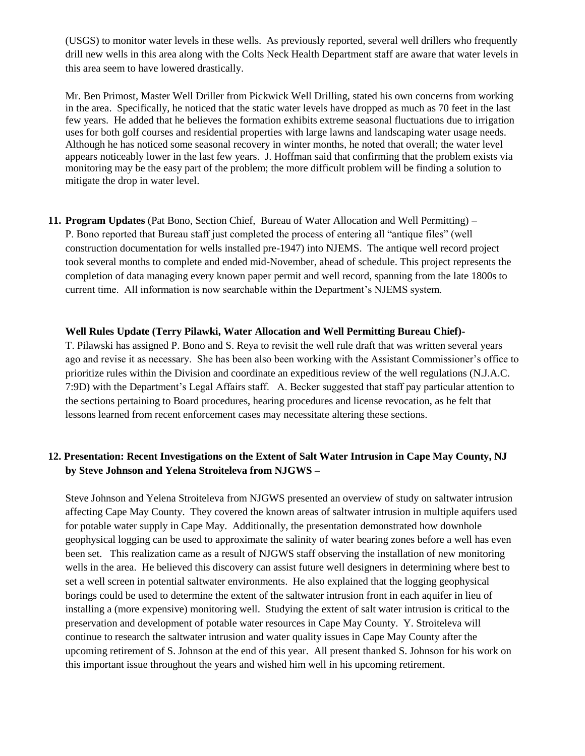(USGS) to monitor water levels in these wells. As previously reported, several well drillers who frequently drill new wells in this area along with the Colts Neck Health Department staff are aware that water levels in this area seem to have lowered drastically.

Mr. Ben Primost, Master Well Driller from Pickwick Well Drilling, stated his own concerns from working in the area. Specifically, he noticed that the static water levels have dropped as much as 70 feet in the last few years. He added that he believes the formation exhibits extreme seasonal fluctuations due to irrigation uses for both golf courses and residential properties with large lawns and landscaping water usage needs. Although he has noticed some seasonal recovery in winter months, he noted that overall; the water level appears noticeably lower in the last few years. J. Hoffman said that confirming that the problem exists via monitoring may be the easy part of the problem; the more difficult problem will be finding a solution to mitigate the drop in water level.

11. **Program Updates** (Pat Bono, Section Chief, Bureau of Water Allocation and Well Permitting) – P. Bono reported that Bureau staff just completed the process of entering all "antique files" (well construction documentation for wells installed pre-1947) into NJEMS. The antique well record project took several months to complete and ended mid-November, ahead of schedule. This project represents the completion of data managing every known paper permit and well record, spanning from the late 1800s to current time. All information is now searchable within the Department's NJEMS system.

    **Well Rules Update (Terry Pilawki, Water Allocation and Well Permitting Bureau Chief)-**
    T. Pilawski has assigned P. Bono and S. Reya to revisit the well rule draft that was written several years ago and revise it as necessary. She has been also been working with the Assistant Commissioner's office to prioritize rules within the Division and coordinate an expeditious review of the well regulations (N.J.A.C. 7:9D) with the Department's Legal Affairs staff. A. Becker suggested that staff pay particular attention to the sections pertaining to Board procedures, hearing procedures and license revocation, as he felt that lessons learned from recent enforcement cases may necessitate altering these sections.

12. **Presentation: Recent Investigations on the Extent of Salt Water Intrusion in Cape May County, NJ by Steve Johnson and Yelena Stroiteleva from NJGWS –**

    Steve Johnson and Yelena Stroiteleva from NJGWS presented an overview of study on saltwater intrusion affecting Cape May County. They covered the known areas of saltwater intrusion in multiple aquifers used for potable water supply in Cape May. Additionally, the presentation demonstrated how downhole geophysical logging can be used to approximate the salinity of water bearing zones before a well has even been set. This realization came as a result of NJGWS staff observing the installation of new monitoring wells in the area. He believed this discovery can assist future well designers in determining where best to set a well screen in potential saltwater environments. He also explained that the logging geophysical borings could be used to determine the extent of the saltwater intrusion front in each aquifer in lieu of installing a (more expensive) monitoring well. Studying the extent of salt water intrusion is critical to the preservation and development of potable water resources in Cape May County. Y. Stroiteleva will continue to research the saltwater intrusion and water quality issues in Cape May County after the upcoming retirement of S. Johnson at the end of this year. All present thanked S. Johnson for his work on this important issue throughout the years and wished him well in his upcoming retirement.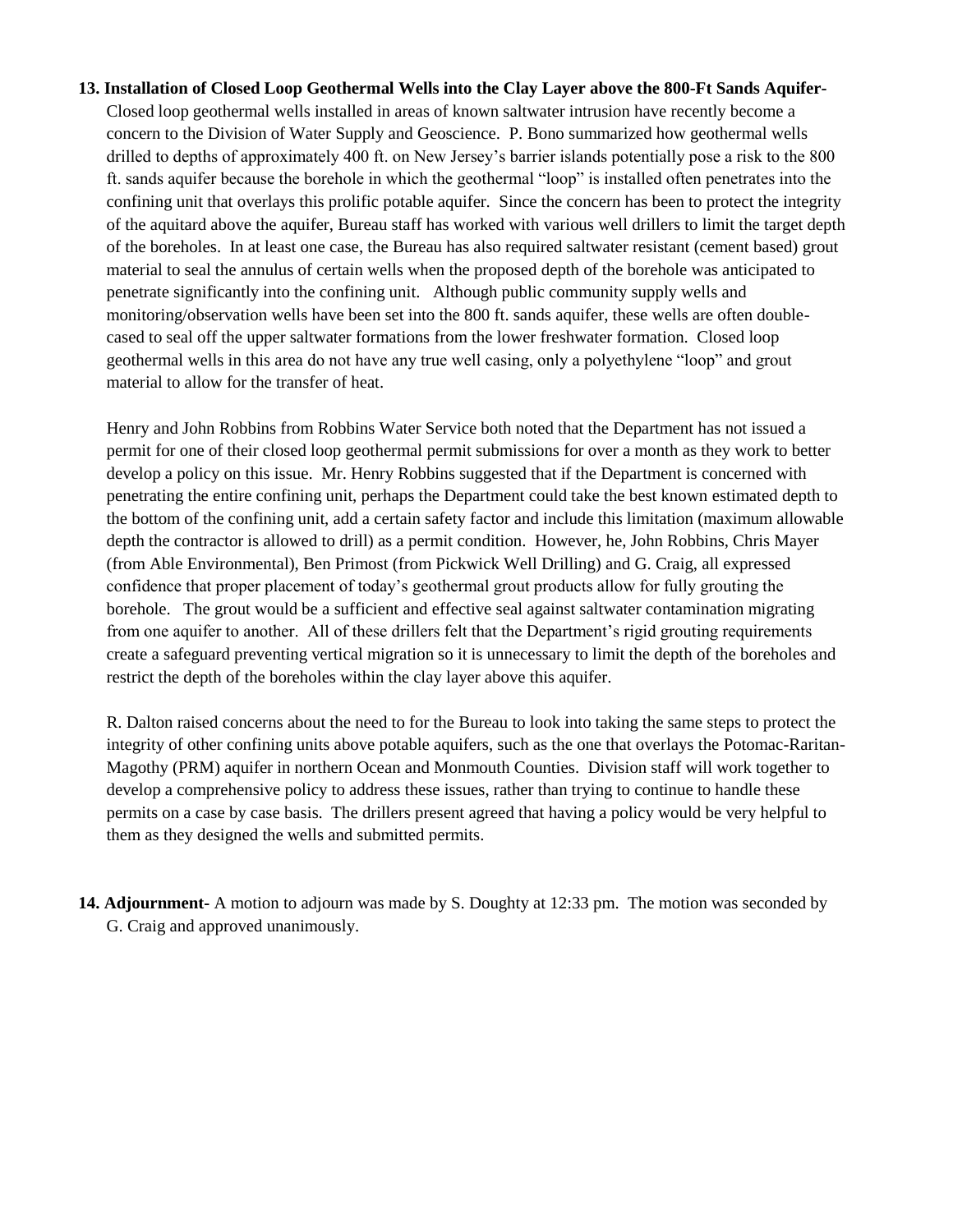**13. Installation of Closed Loop Geothermal Wells into the Clay Layer above the 800-Ft Sands Aquifer-** Closed loop geothermal wells installed in areas of known saltwater intrusion have recently become a concern to the Division of Water Supply and Geoscience. P. Bono summarized how geothermal wells drilled to depths of approximately 400 ft. on New Jersey's barrier islands potentially pose a risk to the 800 ft. sands aquifer because the borehole in which the geothermal "loop" is installed often penetrates into the confining unit that overlays this prolific potable aquifer. Since the concern has been to protect the integrity of the aquitard above the aquifer, Bureau staff has worked with various well drillers to limit the target depth of the boreholes. In at least one case, the Bureau has also required saltwater resistant (cement based) grout material to seal the annulus of certain wells when the proposed depth of the borehole was anticipated to penetrate significantly into the confining unit. Although public community supply wells and monitoring/observation wells have been set into the 800 ft. sands aquifer, these wells are often double-cased to seal off the upper saltwater formations from the lower freshwater formation. Closed loop geothermal wells in this area do not have any true well casing, only a polyethylene "loop" and grout material to allow for the transfer of heat.

Henry and John Robbins from Robbins Water Service both noted that the Department has not issued a permit for one of their closed loop geothermal permit submissions for over a month as they work to better develop a policy on this issue. Mr. Henry Robbins suggested that if the Department is concerned with penetrating the entire confining unit, perhaps the Department could take the best known estimated depth to the bottom of the confining unit, add a certain safety factor and include this limitation (maximum allowable depth the contractor is allowed to drill) as a permit condition. However, he, John Robbins, Chris Mayer (from Able Environmental), Ben Primost (from Pickwick Well Drilling) and G. Craig, all expressed confidence that proper placement of today's geothermal grout products allow for fully grouting the borehole. The grout would be a sufficient and effective seal against saltwater contamination migrating from one aquifer to another. All of these drillers felt that the Department's rigid grouting requirements create a safeguard preventing vertical migration so it is unnecessary to limit the depth of the boreholes and restrict the depth of the boreholes within the clay layer above this aquifer.

R. Dalton raised concerns about the need to for the Bureau to look into taking the same steps to protect the integrity of other confining units above potable aquifers, such as the one that overlays the Potomac-Raritan-Magothy (PRM) aquifer in northern Ocean and Monmouth Counties. Division staff will work together to develop a comprehensive policy to address these issues, rather than trying to continue to handle these permits on a case by case basis. The drillers present agreed that having a policy would be very helpful to them as they designed the wells and submitted permits.

**14. Adjournment-** A motion to adjourn was made by S. Doughty at 12:33 pm. The motion was seconded by G. Craig and approved unanimously.